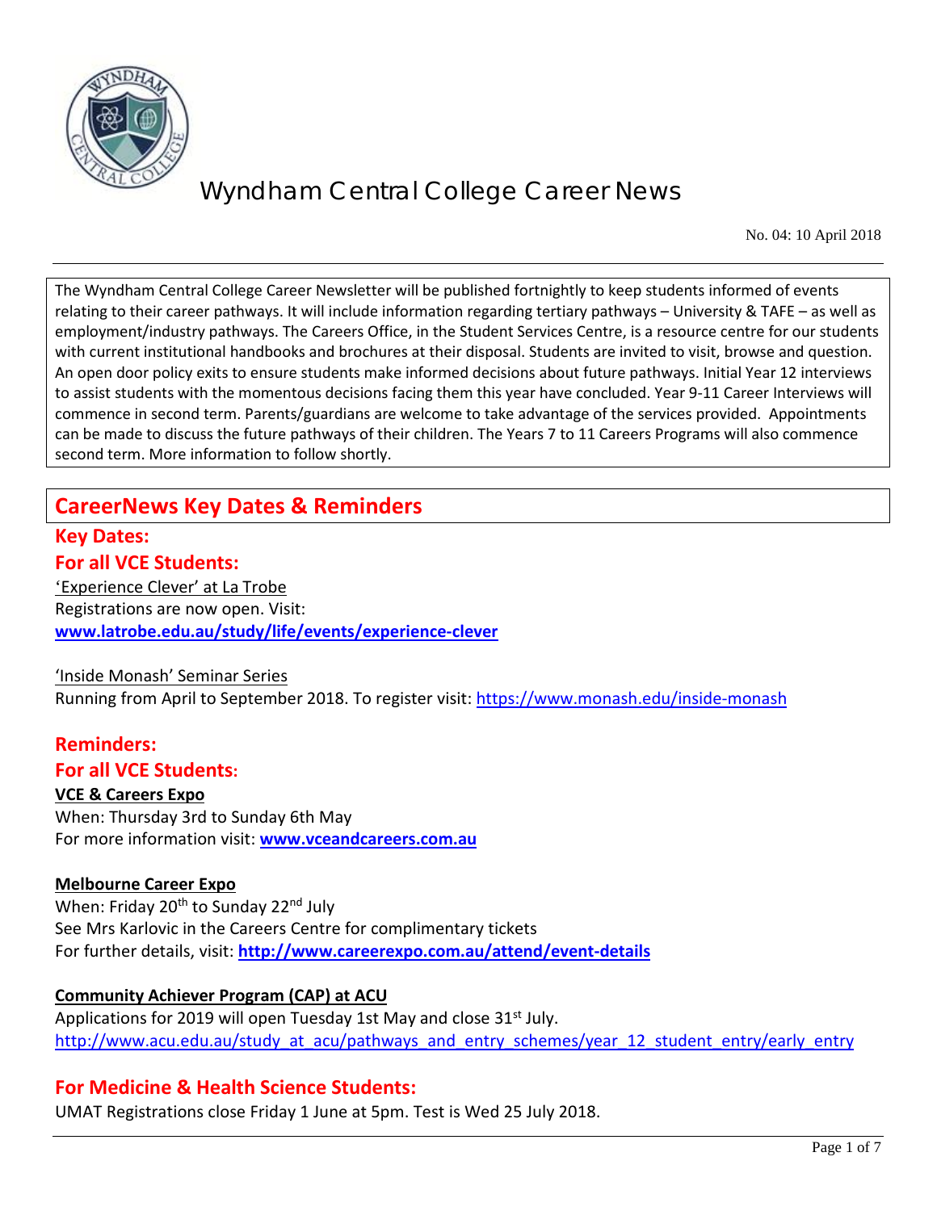# Wyndham Central College Career News

No. 04: 10 April 2018

The Wyndham Central College Career Newsletter will be published fortnightly to keep students informed of events relating to their career pathways. It will include information regarding tertiary pathways – University & TAFE – as well as employment/industry pathways. The Careers Office, in the Student Services Centre, is a resource centre for our students with current institutional handbooks and brochures at their disposal. Students are invited to visit, browse and question. An open door policy exits to ensure students make informed decisions about future pathways. Initial Year 12 interviews to assist students with the momentous decisions facing them this year have concluded. Year 9-11 Career Interviews will commence in second term. Parents/guardians are welcome to take advantage of the services provided. Appointments can be made to discuss the future pathways of their children. The Years 7 to 11 Careers Programs will also commence second term. More information to follow shortly.

## CareerNews Key Dates & Reminders

### Key Dates:

### For all VCE Students:

'Experience Clever' at La Trobe
Registrations are now open. Visit:
**www.latrobe.edu.au/study/life/events/experience-clever**

'Inside Monash' Seminar Series
Running from April to September 2018. To register visit: https://www.monash.edu/inside-monash

### Reminders:

### For all VCE Students:

**VCE & Careers Expo**
When: Thursday 3rd to Sunday 6th May
For more information visit: **www.vceandcareers.com.au**

**Melbourne Career Expo**
When: Friday 20th to Sunday 22nd July
See Mrs Karlovic in the Careers Centre for complimentary tickets
For further details, visit: **http://www.careerexpo.com.au/attend/event-details**

**Community Achiever Program (CAP) at ACU**
Applications for 2019 will open Tuesday 1st May and close 31st July.
http://www.acu.edu.au/study_at_acu/pathways_and_entry_schemes/year_12_student_entry/early_entry

### For Medicine & Health Science Students:

UMAT Registrations close Friday 1 June at 5pm. Test is Wed 25 July 2018.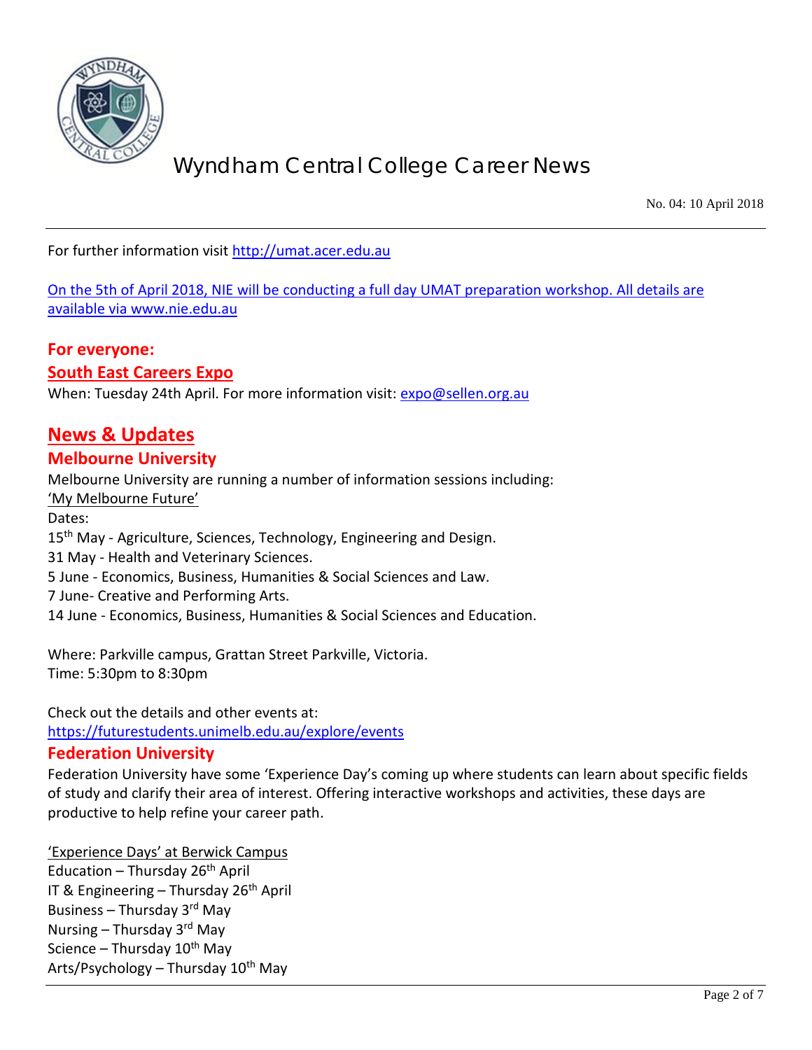For further information visit http://umat.acer.edu.au

On the 5th of April 2018, NIE will be conducting a full day UMAT preparation workshop. All details are available via www.nie.edu.au

## For everyone:

### South East Careers Expo

When: Tuesday 24th April. For more information visit: expo@sellen.org.au

# News & Updates

## Melbourne University

Melbourne University are running a number of information sessions including:

'My Melbourne Future'

Dates:

15th May - Agriculture, Sciences, Technology, Engineering and Design.
31 May - Health and Veterinary Sciences.
5 June - Economics, Business, Humanities & Social Sciences and Law.
7 June- Creative and Performing Arts.
14 June - Economics, Business, Humanities & Social Sciences and Education.

Where: Parkville campus, Grattan Street Parkville, Victoria.
Time: 5:30pm to 8:30pm

Check out the details and other events at:
https://futurestudents.unimelb.edu.au/explore/events

## Federation University

Federation University have some 'Experience Day's coming up where students can learn about specific fields of study and clarify their area of interest. Offering interactive workshops and activities, these days are productive to help refine your career path.

'Experience Days' at Berwick Campus

Education – Thursday 26th April
IT & Engineering – Thursday 26th April
Business – Thursday 3rd May
Nursing – Thursday 3rd May
Science – Thursday 10th May
Arts/Psychology – Thursday 10th May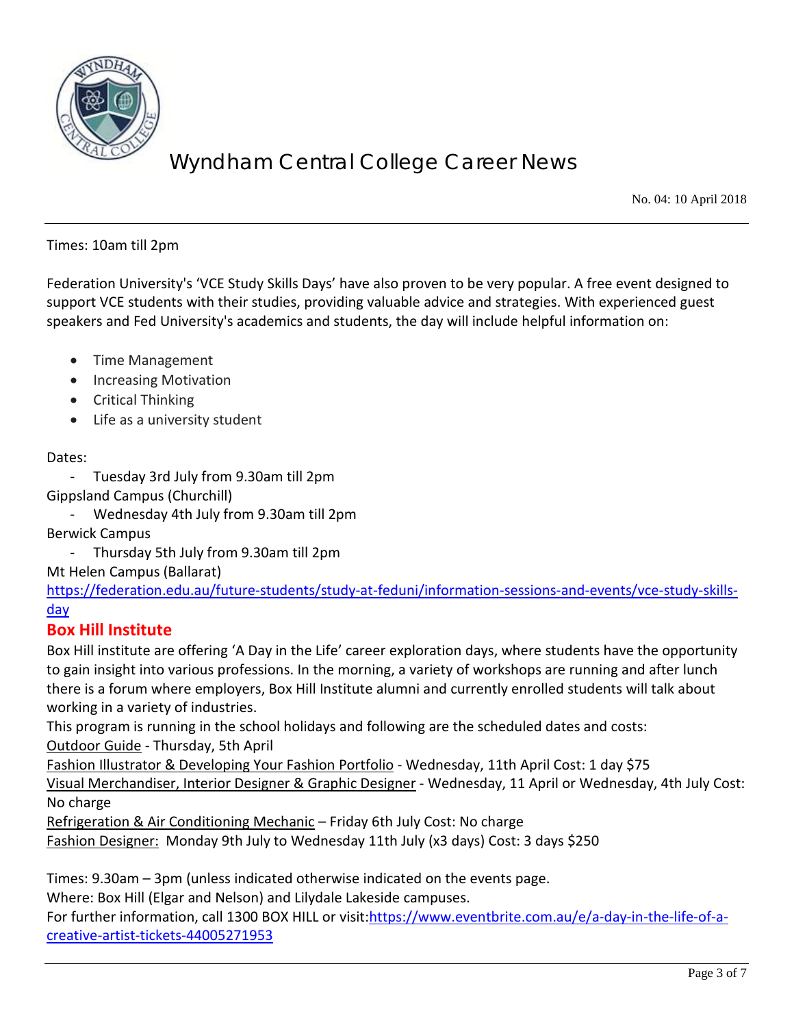Times: 10am till 2pm

Federation University's 'VCE Study Skills Days' have also proven to be very popular. A free event designed to support VCE students with their studies, providing valuable advice and strategies. With experienced guest speakers and Fed University's academics and students, the day will include helpful information on:

- Time Management
- Increasing Motivation
- Critical Thinking
- Life as a university student

Dates:

- Tuesday 3rd July from 9.30am till 2pm

Gippsland Campus (Churchill)

- Wednesday 4th July from 9.30am till 2pm

Berwick Campus

- Thursday 5th July from 9.30am till 2pm

Mt Helen Campus (Ballarat)
https://federation.edu.au/future-students/study-at-feduni/information-sessions-and-events/vce-study-skills-day

## Box Hill Institute

Box Hill institute are offering 'A Day in the Life' career exploration days, where students have the opportunity to gain insight into various professions. In the morning, a variety of workshops are running and after lunch there is a forum where employers, Box Hill Institute alumni and currently enrolled students will talk about working in a variety of industries.

This program is running in the school holidays and following are the scheduled dates and costs:

Outdoor Guide - Thursday, 5th April

Fashion Illustrator & Developing Your Fashion Portfolio - Wednesday, 11th April Cost: 1 day $75

Visual Merchandiser, Interior Designer & Graphic Designer - Wednesday, 11 April or Wednesday, 4th July Cost: No charge

Refrigeration & Air Conditioning Mechanic – Friday 6th July Cost: No charge

Fashion Designer: Monday 9th July to Wednesday 11th July (x3 days) Cost: 3 days $250

Times: 9.30am – 3pm (unless indicated otherwise indicated on the events page.

Where: Box Hill (Elgar and Nelson) and Lilydale Lakeside campuses.

For further information, call 1300 BOX HILL or visit:https://www.eventbrite.com.au/e/a-day-in-the-life-of-a-creative-artist-tickets-44005271953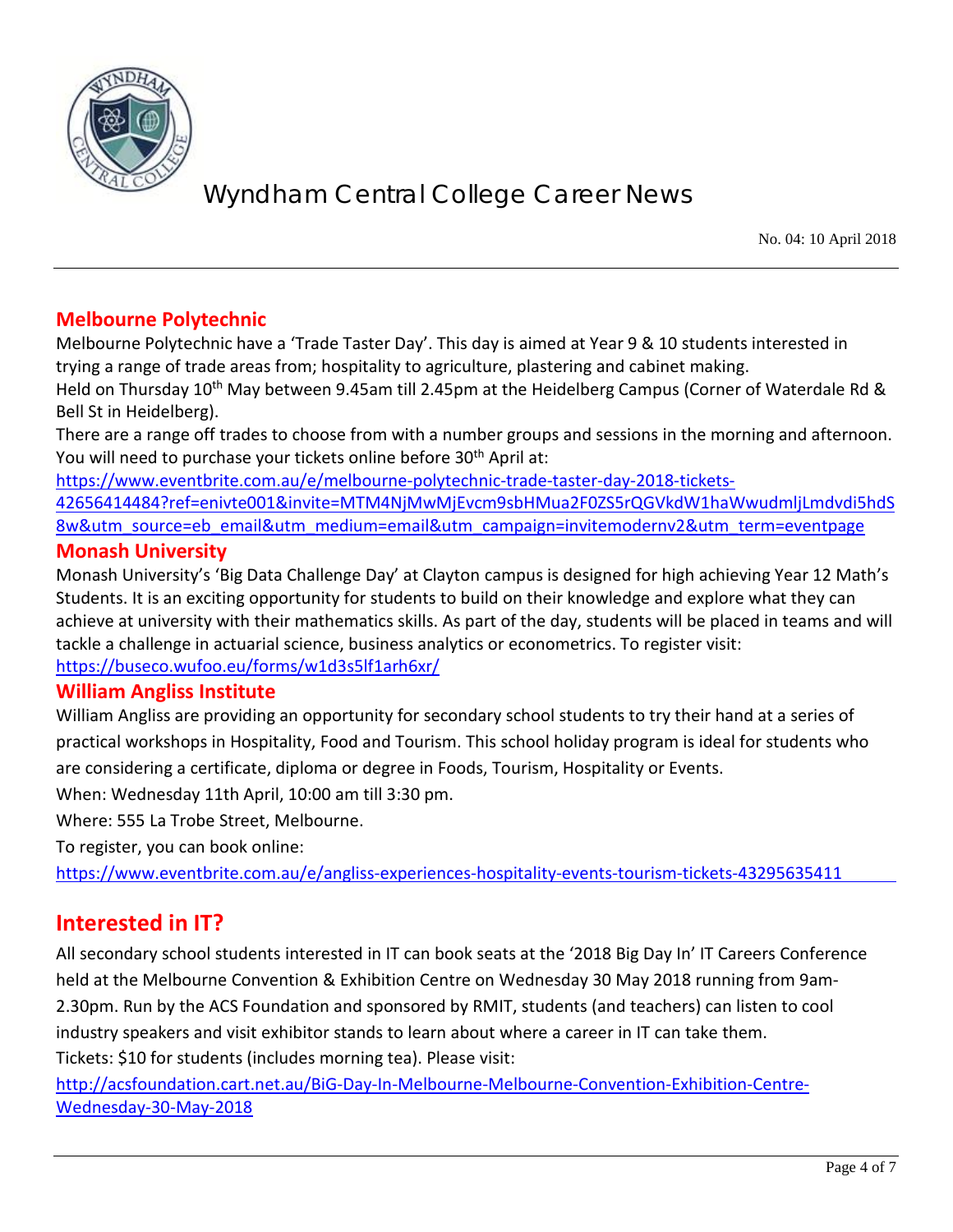## Melbourne Polytechnic

Melbourne Polytechnic have a 'Trade Taster Day'. This day is aimed at Year 9 & 10 students interested in trying a range of trade areas from; hospitality to agriculture, plastering and cabinet making.
Held on Thursday 10th May between 9.45am till 2.45pm at the Heidelberg Campus (Corner of Waterdale Rd & Bell St in Heidelberg).
There are a range off trades to choose from with a number groups and sessions in the morning and afternoon. You will need to purchase your tickets online before 30th April at:
https://www.eventbrite.com.au/e/melbourne-polytechnic-trade-taster-day-2018-tickets-42656414484?ref=enivte001&invite=MTM4NjMwMjEvcm9sbHMua2F0ZS5rQGVkdW1haWwudmljLmdvdi5hdS8w&utm_source=eb_email&utm_medium=email&utm_campaign=invitemodernv2&utm_term=eventpage

## Monash University

Monash University's 'Big Data Challenge Day' at Clayton campus is designed for high achieving Year 12 Math's Students. It is an exciting opportunity for students to build on their knowledge and explore what they can achieve at university with their mathematics skills. As part of the day, students will be placed in teams and will tackle a challenge in actuarial science, business analytics or econometrics. To register visit:
https://buseco.wufoo.eu/forms/w1d3s5lf1arh6xr/

## William Angliss Institute

William Angliss are providing an opportunity for secondary school students to try their hand at a series of practical workshops in Hospitality, Food and Tourism. This school holiday program is ideal for students who are considering a certificate, diploma or degree in Foods, Tourism, Hospitality or Events.

When: Wednesday 11th April, 10:00 am till 3:30 pm.

Where: 555 La Trobe Street, Melbourne.

To register, you can book online:

https://www.eventbrite.com.au/e/angliss-experiences-hospitality-events-tourism-tickets-43295635411

## Interested in IT?

All secondary school students interested in IT can book seats at the '2018 Big Day In' IT Careers Conference held at the Melbourne Convention & Exhibition Centre on Wednesday 30 May 2018 running from 9am-2.30pm. Run by the ACS Foundation and sponsored by RMIT, students (and teachers) can listen to cool industry speakers and visit exhibitor stands to learn about where a career in IT can take them.
Tickets: $10 for students (includes morning tea). Please visit:

http://acsfoundation.cart.net.au/BiG-Day-In-Melbourne-Melbourne-Convention-Exhibition-Centre-Wednesday-30-May-2018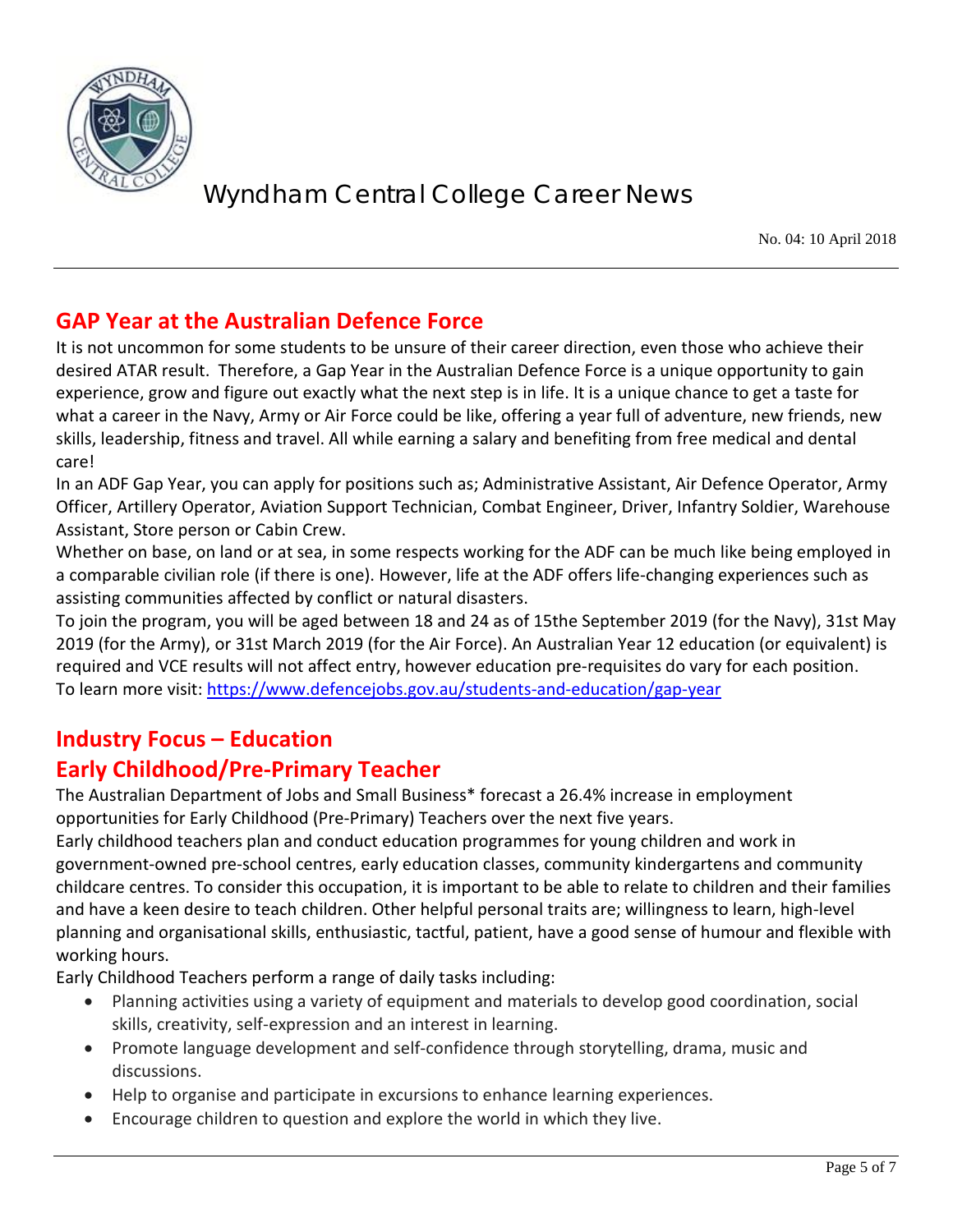## GAP Year at the Australian Defence Force

It is not uncommon for some students to be unsure of their career direction, even those who achieve their desired ATAR result. Therefore, a Gap Year in the Australian Defence Force is a unique opportunity to gain experience, grow and figure out exactly what the next step is in life. It is a unique chance to get a taste for what a career in the Navy, Army or Air Force could be like, offering a year full of adventure, new friends, new skills, leadership, fitness and travel. All while earning a salary and benefiting from free medical and dental care!

In an ADF Gap Year, you can apply for positions such as; Administrative Assistant, Air Defence Operator, Army Officer, Artillery Operator, Aviation Support Technician, Combat Engineer, Driver, Infantry Soldier, Warehouse Assistant, Store person or Cabin Crew.

Whether on base, on land or at sea, in some respects working for the ADF can be much like being employed in a comparable civilian role (if there is one). However, life at the ADF offers life-changing experiences such as assisting communities affected by conflict or natural disasters.

To join the program, you will be aged between 18 and 24 as of 15the September 2019 (for the Navy), 31st May 2019 (for the Army), or 31st March 2019 (for the Air Force). An Australian Year 12 education (or equivalent) is required and VCE results will not affect entry, however education pre-requisites do vary for each position.

To learn more visit: https://www.defencejobs.gov.au/students-and-education/gap-year

## Industry Focus – Education

## Early Childhood/Pre-Primary Teacher

The Australian Department of Jobs and Small Business* forecast a 26.4% increase in employment opportunities for Early Childhood (Pre-Primary) Teachers over the next five years.

Early childhood teachers plan and conduct education programmes for young children and work in government-owned pre-school centres, early education classes, community kindergartens and community childcare centres. To consider this occupation, it is important to be able to relate to children and their families and have a keen desire to teach children. Other helpful personal traits are; willingness to learn, high-level planning and organisational skills, enthusiastic, tactful, patient, have a good sense of humour and flexible with working hours.

Early Childhood Teachers perform a range of daily tasks including:

- Planning activities using a variety of equipment and materials to develop good coordination, social skills, creativity, self-expression and an interest in learning.
- Promote language development and self-confidence through storytelling, drama, music and discussions.
- Help to organise and participate in excursions to enhance learning experiences.
- Encourage children to question and explore the world in which they live.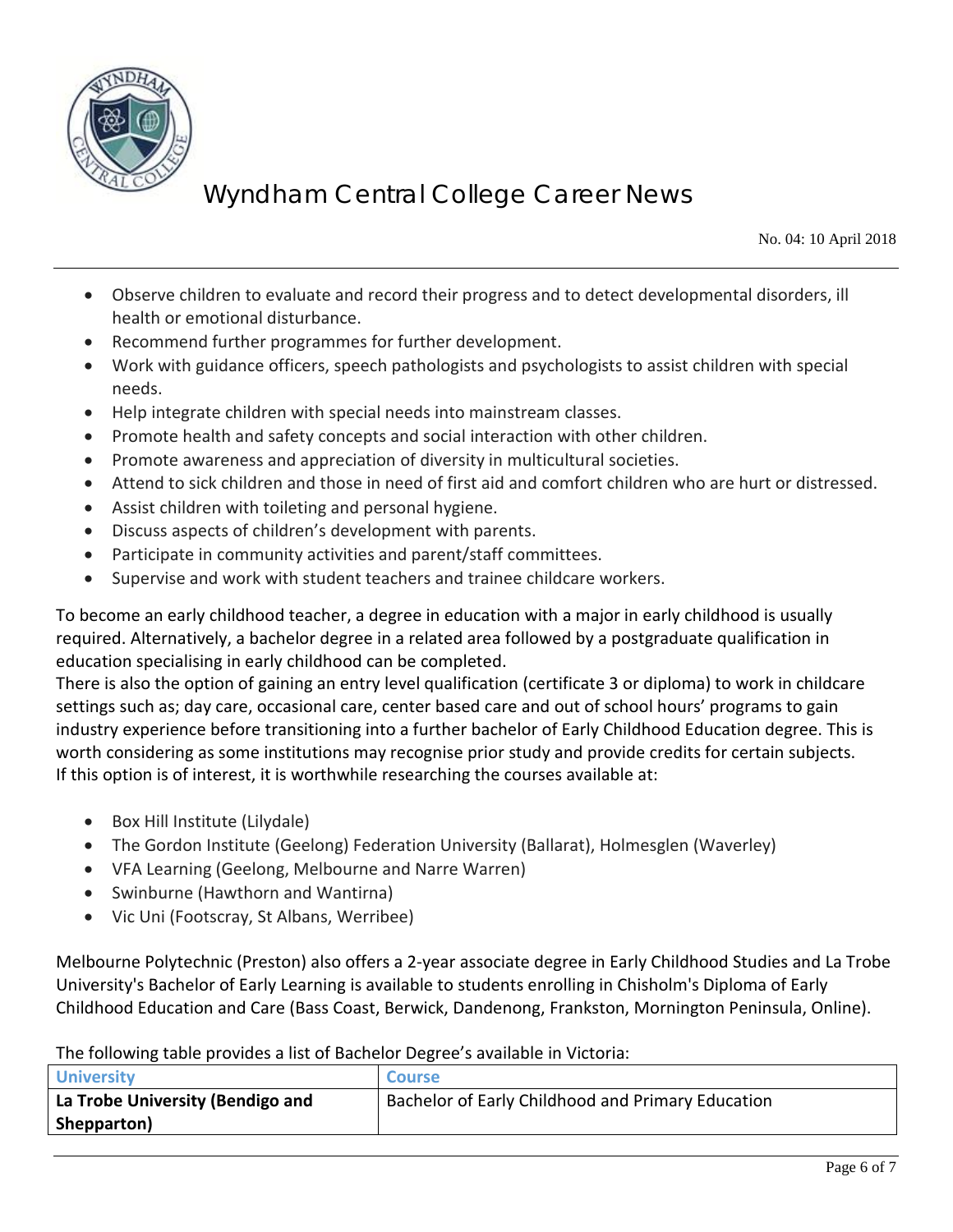- Observe children to evaluate and record their progress and to detect developmental disorders, ill health or emotional disturbance.
- Recommend further programmes for further development.
- Work with guidance officers, speech pathologists and psychologists to assist children with special needs.
- Help integrate children with special needs into mainstream classes.
- Promote health and safety concepts and social interaction with other children.
- Promote awareness and appreciation of diversity in multicultural societies.
- Attend to sick children and those in need of first aid and comfort children who are hurt or distressed.
- Assist children with toileting and personal hygiene.
- Discuss aspects of children's development with parents.
- Participate in community activities and parent/staff committees.
- Supervise and work with student teachers and trainee childcare workers.

To become an early childhood teacher, a degree in education with a major in early childhood is usually required. Alternatively, a bachelor degree in a related area followed by a postgraduate qualification in education specialising in early childhood can be completed.
There is also the option of gaining an entry level qualification (certificate 3 or diploma) to work in childcare settings such as; day care, occasional care, center based care and out of school hours' programs to gain industry experience before transitioning into a further bachelor of Early Childhood Education degree. This is worth considering as some institutions may recognise prior study and provide credits for certain subjects.
If this option is of interest, it is worthwhile researching the courses available at:

- Box Hill Institute (Lilydale)
- The Gordon Institute (Geelong) Federation University (Ballarat), Holmesglen (Waverley)
- VFA Learning (Geelong, Melbourne and Narre Warren)
- Swinburne (Hawthorn and Wantirna)
- Vic Uni (Footscray, St Albans, Werribee)

Melbourne Polytechnic (Preston) also offers a 2-year associate degree in Early Childhood Studies and La Trobe University's Bachelor of Early Learning is available to students enrolling in Chisholm's Diploma of Early Childhood Education and Care (Bass Coast, Berwick, Dandenong, Frankston, Mornington Peninsula, Online).

The following table provides a list of Bachelor Degree's available in Victoria:

| University | Course |
|---|---|
| **La Trobe University (Bendigo and Shepparton)** | Bachelor of Early Childhood and Primary Education |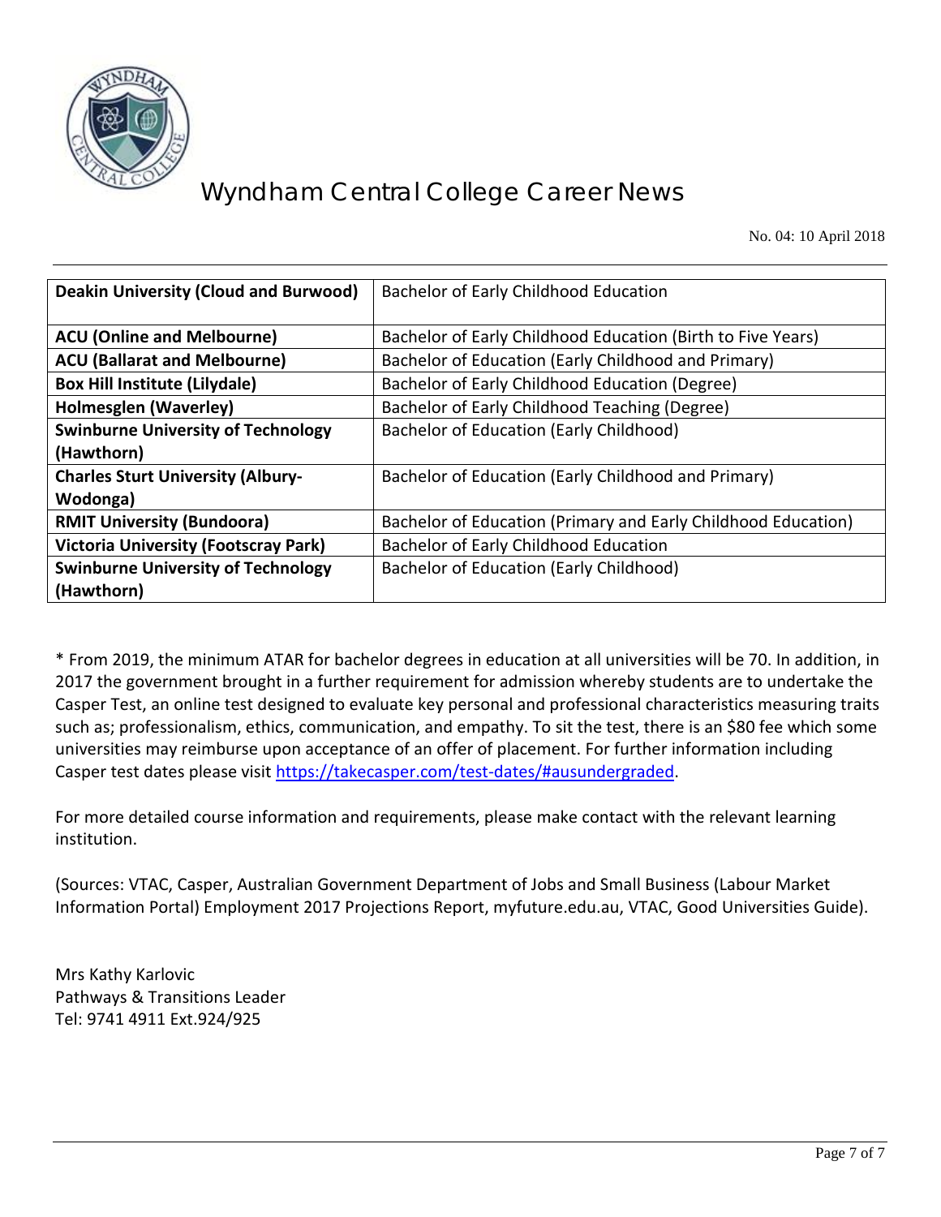| | |
|---|---|
| **Deakin University (Cloud and Burwood)** | Bachelor of Early Childhood Education |
| **ACU (Online and Melbourne)** | Bachelor of Early Childhood Education (Birth to Five Years) |
| **ACU (Ballarat and Melbourne)** | Bachelor of Education (Early Childhood and Primary) |
| **Box Hill Institute (Lilydale)** | Bachelor of Early Childhood Education (Degree) |
| **Holmesglen (Waverley)** | Bachelor of Early Childhood Teaching (Degree) |
| **Swinburne University of Technology (Hawthorn)** | Bachelor of Education (Early Childhood) |
| **Charles Sturt University (Albury-Wodonga)** | Bachelor of Education (Early Childhood and Primary) |
| **RMIT University (Bundoora)** | Bachelor of Education (Primary and Early Childhood Education) |
| **Victoria University (Footscray Park)** | Bachelor of Early Childhood Education |
| **Swinburne University of Technology (Hawthorn)** | Bachelor of Education (Early Childhood) |

* From 2019, the minimum ATAR for bachelor degrees in education at all universities will be 70. In addition, in 2017 the government brought in a further requirement for admission whereby students are to undertake the Casper Test, an online test designed to evaluate key personal and professional characteristics measuring traits such as; professionalism, ethics, communication, and empathy. To sit the test, there is an $80 fee which some universities may reimburse upon acceptance of an offer of placement. For further information including Casper test dates please visit https://takecasper.com/test-dates/#ausundergraded.

For more detailed course information and requirements, please make contact with the relevant learning institution.

(Sources: VTAC, Casper, Australian Government Department of Jobs and Small Business (Labour Market Information Portal) Employment 2017 Projections Report, myfuture.edu.au, VTAC, Good Universities Guide).

Mrs Kathy Karlovic
Pathways & Transitions Leader
Tel: 9741 4911 Ext.924/925